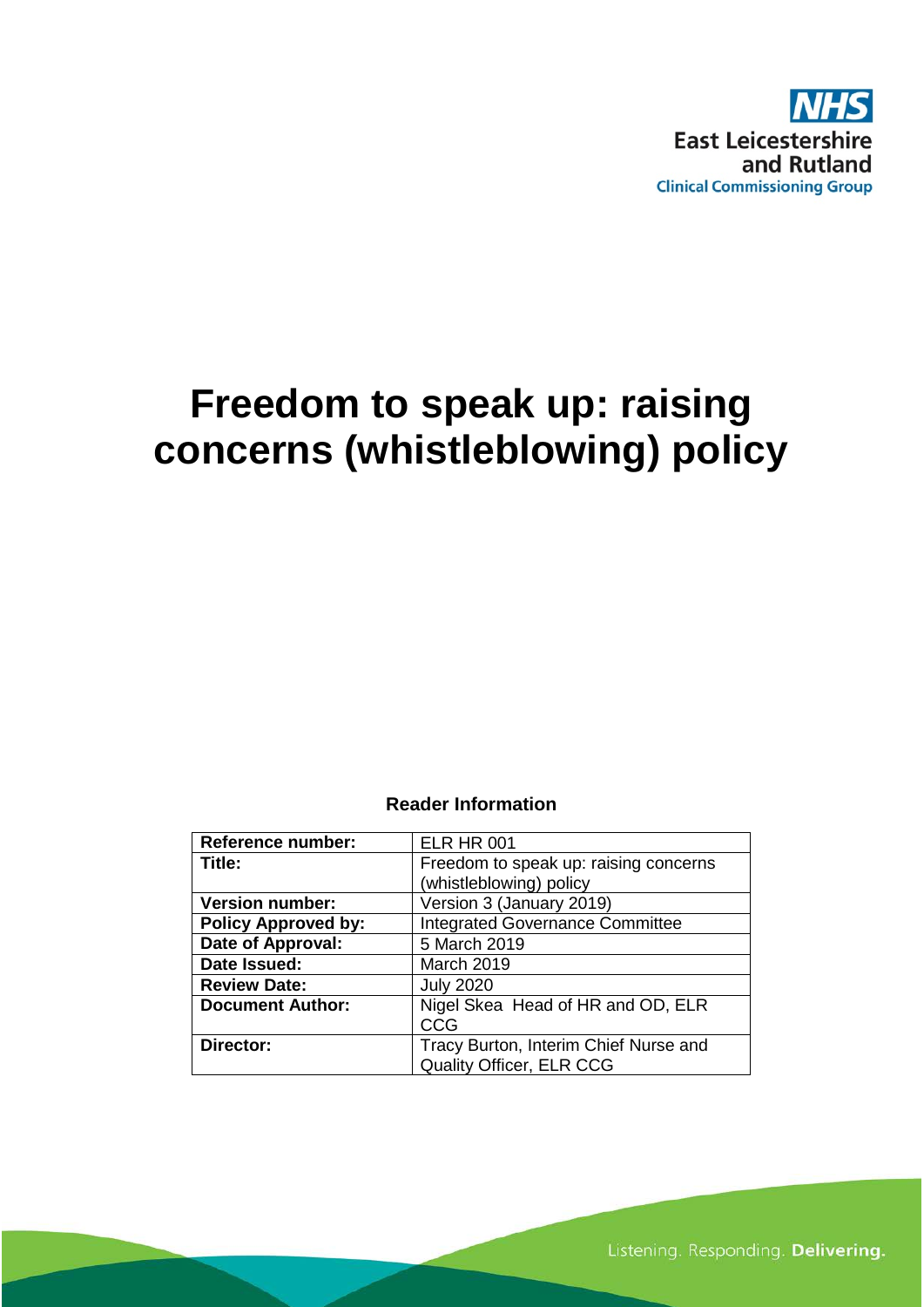NHS

East Leicestershire and Rutland

Clinical Commissioning Group

# Freedom to speak up: raising concerns (whistleblowing) policy

**Reader Information**

| **Reference number:** | ELR HR 001 |
| --- | --- |
| **Title:** | Freedom to speak up: raising concerns (whistleblowing) policy |
| **Version number:** | Version 3 (January 2019) |
| **Policy Approved by:** | Integrated Governance Committee |
| **Date of Approval:** | 5 March 2019 |
| **Date Issued:** | March 2019 |
| **Review Date:** | July 2020 |
| **Document Author:** | Nigel Skea Head of HR and OD, ELR CCG |
| **Director:** | Tracy Burton, Interim Chief Nurse and Quality Officer, ELR CCG |

Listening. Responding. **Delivering.**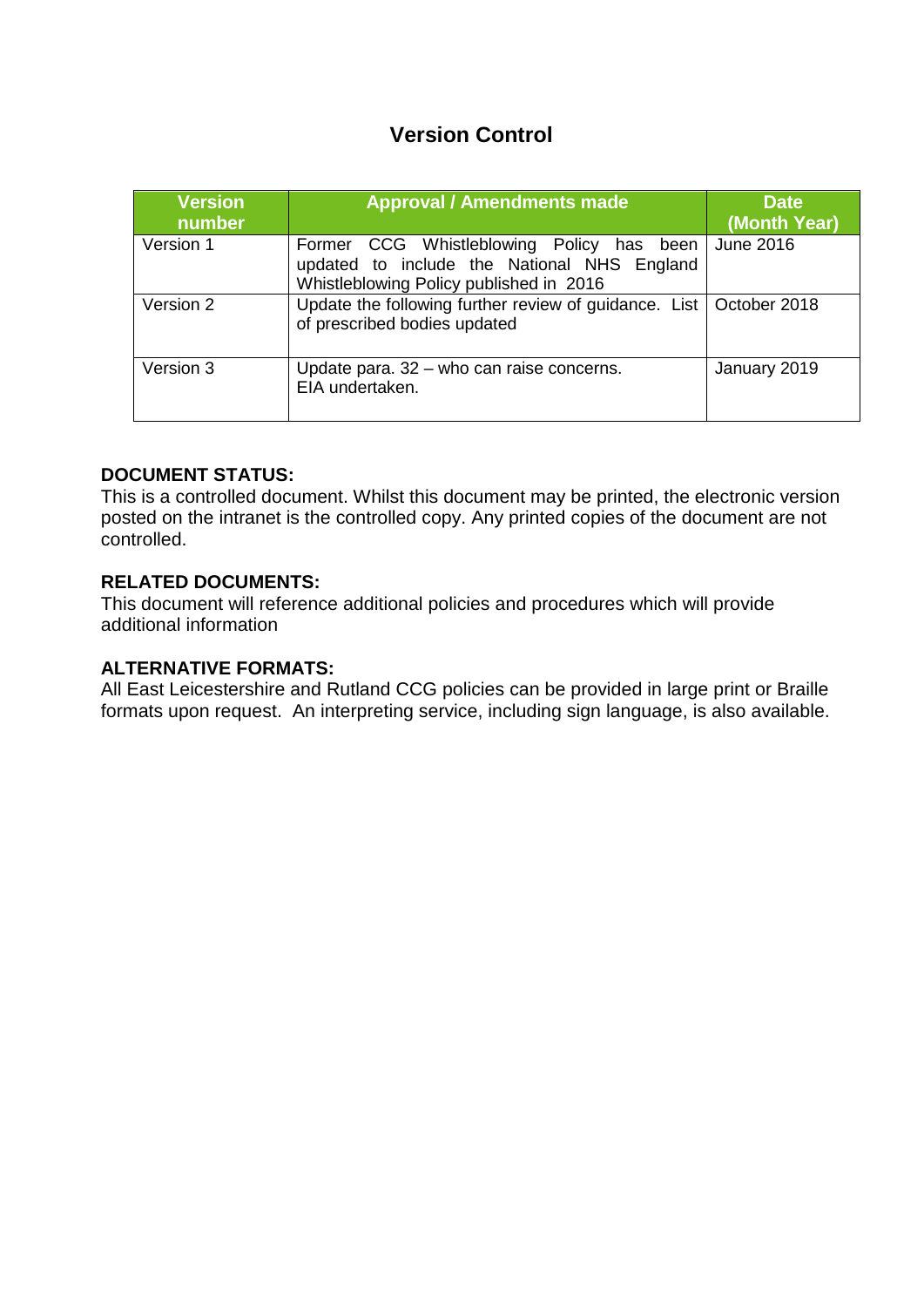## Version Control

| Version number | Approval / Amendments made | Date (Month Year) |
|---|---|---|
| Version 1 | Former CCG Whistleblowing Policy has been updated to include the National NHS England Whistleblowing Policy published in 2016 | June 2016 |
| Version 2 | Update the following further review of guidance. List of prescribed bodies updated | October 2018 |
| Version 3 | Update para. 32 – who can raise concerns. EIA undertaken. | January 2019 |

**DOCUMENT STATUS:**
This is a controlled document. Whilst this document may be printed, the electronic version posted on the intranet is the controlled copy. Any printed copies of the document are not controlled.

**RELATED DOCUMENTS:**
This document will reference additional policies and procedures which will provide additional information

**ALTERNATIVE FORMATS:**
All East Leicestershire and Rutland CCG policies can be provided in large print or Braille formats upon request. An interpreting service, including sign language, is also available.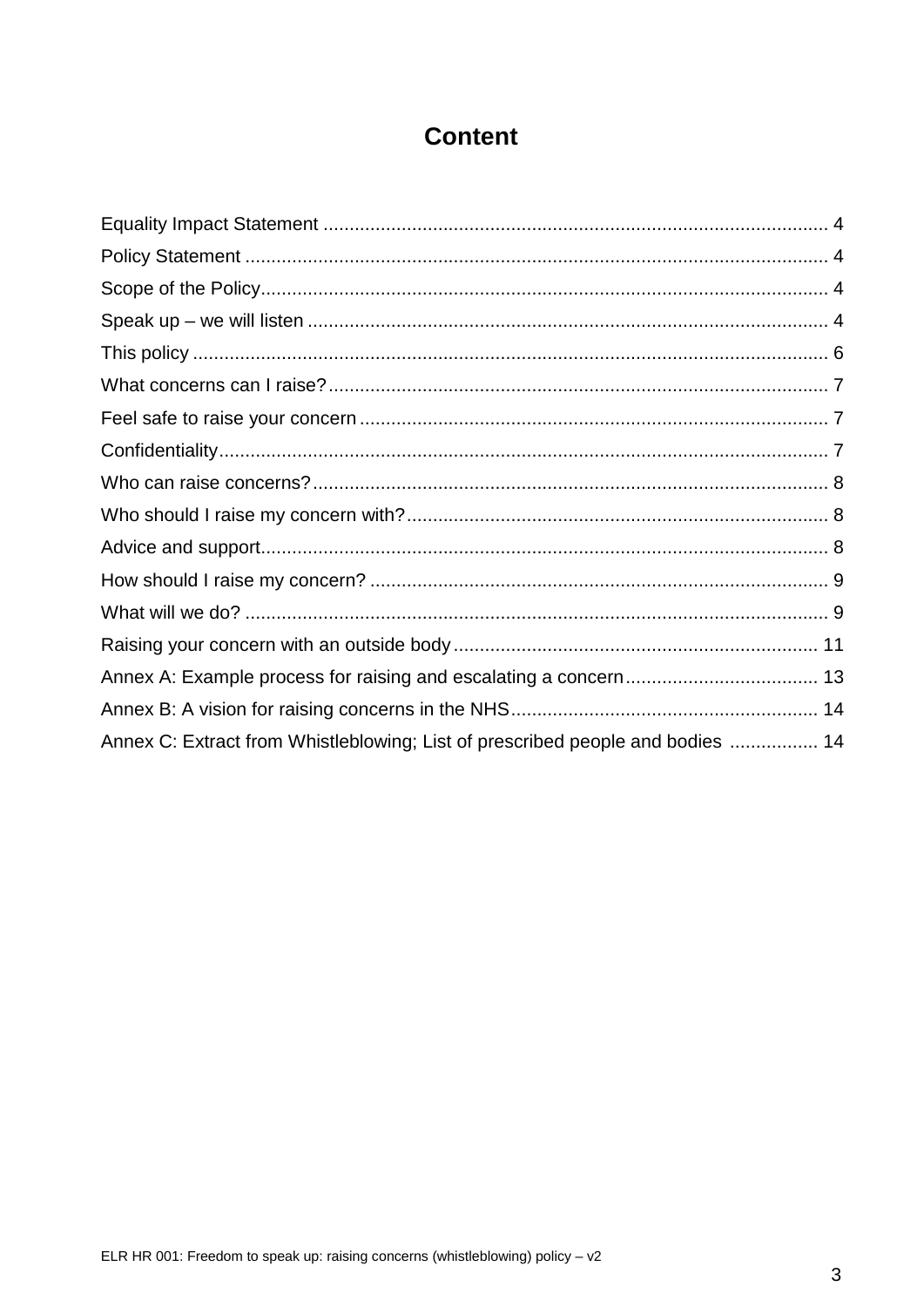# Content

Equality Impact Statement ................................................................................................ 4
Policy Statement ............................................................................................................... 4
Scope of the Policy............................................................................................................ 4
Speak up – we will listen ................................................................................................... 4
This policy ......................................................................................................................... 6
What concerns can I raise?................................................................................................ 7
Feel safe to raise your concern .......................................................................................... 7
Confidentiality.................................................................................................................... 7
Who can raise concerns?................................................................................................... 8
Who should I raise my concern with?................................................................................. 8
Advice and support............................................................................................................ 8
How should I raise my concern? ........................................................................................ 9
What will we do? ................................................................................................................ 9
Raising your concern with an outside body...................................................................... 11
Annex A: Example process for raising and escalating a concern..................................... 13
Annex B: A vision for raising concerns in the NHS........................................................... 14
Annex C: Extract from Whistleblowing; List of prescribed people and bodies ................. 14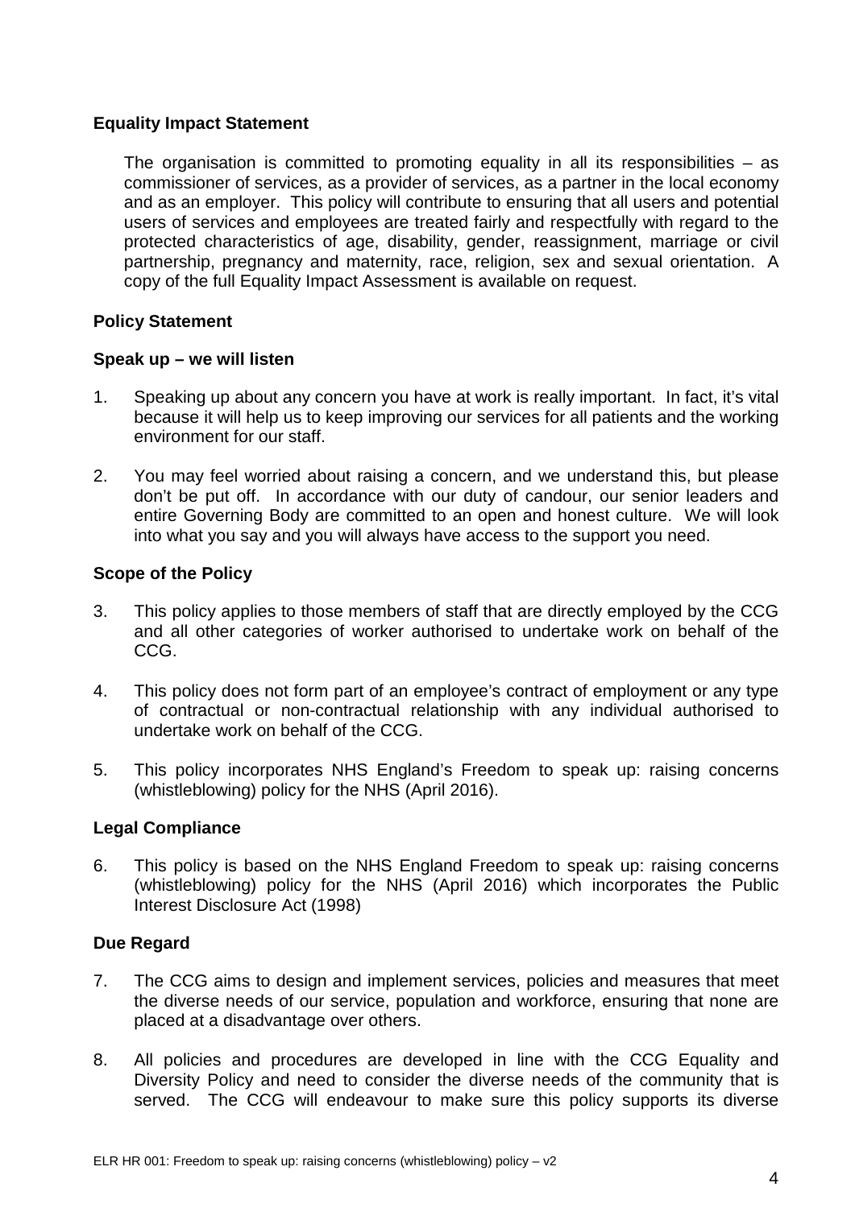**Equality Impact Statement**

The organisation is committed to promoting equality in all its responsibilities – as commissioner of services, as a provider of services, as a partner in the local economy and as an employer. This policy will contribute to ensuring that all users and potential users of services and employees are treated fairly and respectfully with regard to the protected characteristics of age, disability, gender, reassignment, marriage or civil partnership, pregnancy and maternity, race, religion, sex and sexual orientation. A copy of the full Equality Impact Assessment is available on request.

**Policy Statement**

**Speak up – we will listen**

1. Speaking up about any concern you have at work is really important. In fact, it's vital because it will help us to keep improving our services for all patients and the working environment for our staff.

2. You may feel worried about raising a concern, and we understand this, but please don't be put off. In accordance with our duty of candour, our senior leaders and entire Governing Body are committed to an open and honest culture. We will look into what you say and you will always have access to the support you need.

**Scope of the Policy**

3. This policy applies to those members of staff that are directly employed by the CCG and all other categories of worker authorised to undertake work on behalf of the CCG.

4. This policy does not form part of an employee's contract of employment or any type of contractual or non-contractual relationship with any individual authorised to undertake work on behalf of the CCG.

5. This policy incorporates NHS England's Freedom to speak up: raising concerns (whistleblowing) policy for the NHS (April 2016).

**Legal Compliance**

6. This policy is based on the NHS England Freedom to speak up: raising concerns (whistleblowing) policy for the NHS (April 2016) which incorporates the Public Interest Disclosure Act (1998)

**Due Regard**

7. The CCG aims to design and implement services, policies and measures that meet the diverse needs of our service, population and workforce, ensuring that none are placed at a disadvantage over others.

8. All policies and procedures are developed in line with the CCG Equality and Diversity Policy and need to consider the diverse needs of the community that is served. The CCG will endeavour to make sure this policy supports its diverse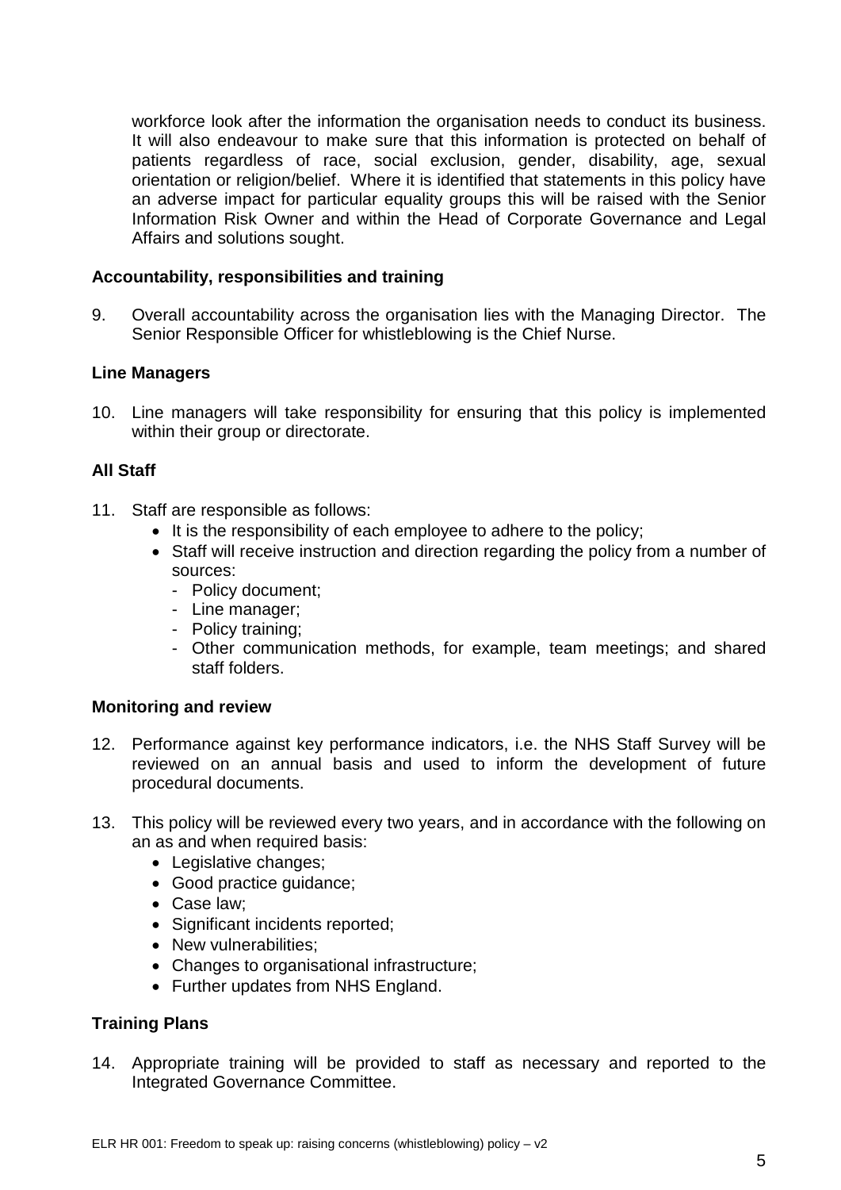workforce look after the information the organisation needs to conduct its business. It will also endeavour to make sure that this information is protected on behalf of patients regardless of race, social exclusion, gender, disability, age, sexual orientation or religion/belief. Where it is identified that statements in this policy have an adverse impact for particular equality groups this will be raised with the Senior Information Risk Owner and within the Head of Corporate Governance and Legal Affairs and solutions sought.

### Accountability, responsibilities and training

9. Overall accountability across the organisation lies with the Managing Director. The Senior Responsible Officer for whistleblowing is the Chief Nurse.

### Line Managers

10. Line managers will take responsibility for ensuring that this policy is implemented within their group or directorate.

### All Staff

11. Staff are responsible as follows:
    - It is the responsibility of each employee to adhere to the policy;
    - Staff will receive instruction and direction regarding the policy from a number of sources:
      - Policy document;
      - Line manager;
      - Policy training;
      - Other communication methods, for example, team meetings; and shared staff folders.

### Monitoring and review

12. Performance against key performance indicators, i.e. the NHS Staff Survey will be reviewed on an annual basis and used to inform the development of future procedural documents.

13. This policy will be reviewed every two years, and in accordance with the following on an as and when required basis:
    - Legislative changes;
    - Good practice guidance;
    - Case law;
    - Significant incidents reported;
    - New vulnerabilities;
    - Changes to organisational infrastructure;
    - Further updates from NHS England.

### Training Plans

14. Appropriate training will be provided to staff as necessary and reported to the Integrated Governance Committee.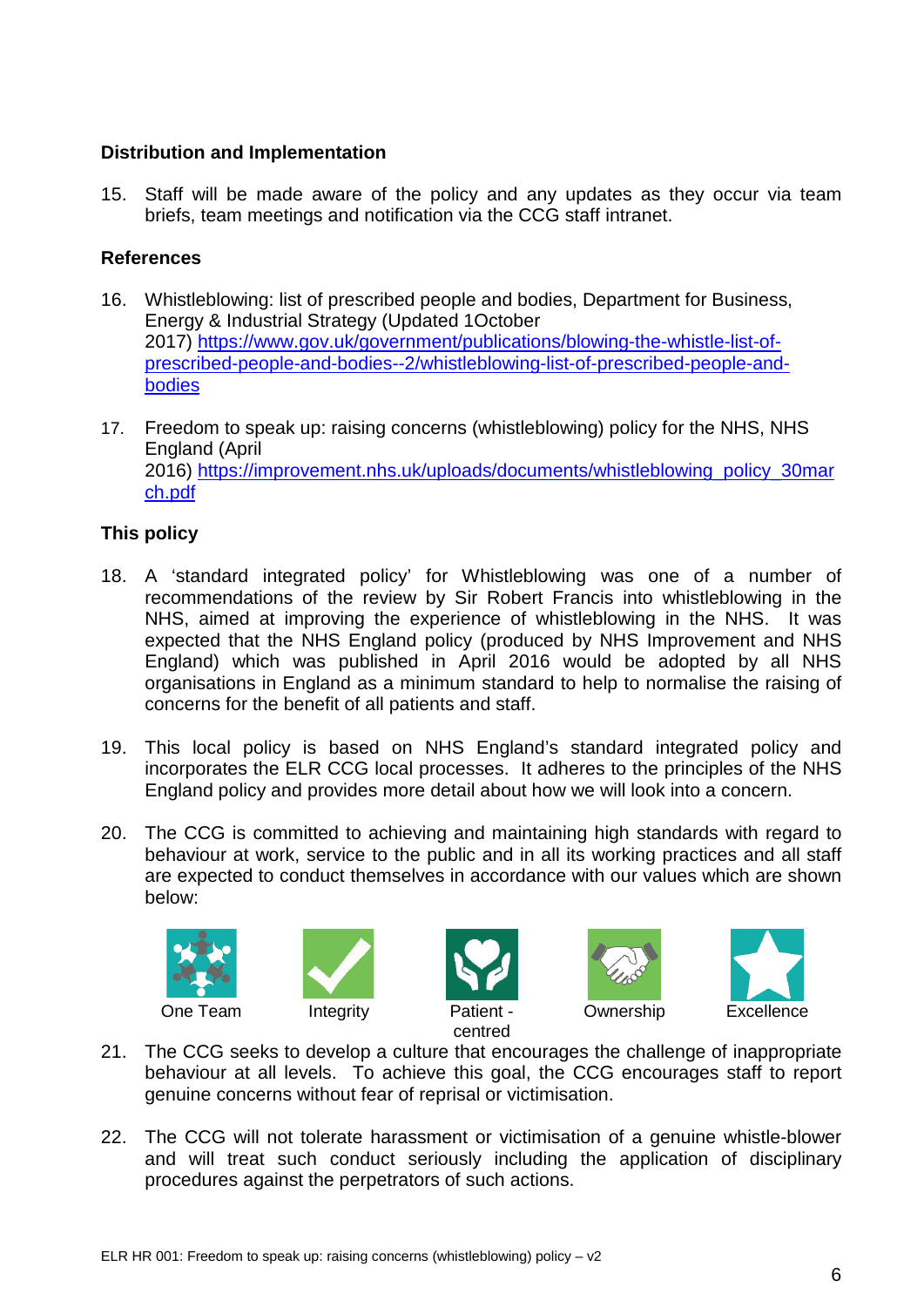**Distribution and Implementation**

15. Staff will be made aware of the policy and any updates as they occur via team briefs, team meetings and notification via the CCG staff intranet.

**References**

16. Whistleblowing: list of prescribed people and bodies, Department for Business, Energy & Industrial Strategy (Updated 1October 2017) https://www.gov.uk/government/publications/blowing-the-whistle-list-of-prescribed-people-and-bodies--2/whistleblowing-list-of-prescribed-people-and-bodies

17. Freedom to speak up: raising concerns (whistleblowing) policy for the NHS, NHS England (April 2016) https://improvement.nhs.uk/uploads/documents/whistleblowing_policy_30march.pdf

**This policy**

18. A 'standard integrated policy' for Whistleblowing was one of a number of recommendations of the review by Sir Robert Francis into whistleblowing in the NHS, aimed at improving the experience of whistleblowing in the NHS. It was expected that the NHS England policy (produced by NHS Improvement and NHS England) which was published in April 2016 would be adopted by all NHS organisations in England as a minimum standard to help to normalise the raising of concerns for the benefit of all patients and staff.

19. This local policy is based on NHS England's standard integrated policy and incorporates the ELR CCG local processes. It adheres to the principles of the NHS England policy and provides more detail about how we will look into a concern.

20. The CCG is committed to achieving and maintaining high standards with regard to behaviour at work, service to the public and in all its working practices and all staff are expected to conduct themselves in accordance with our values which are shown below:

One Team | Integrity | Patient - centred | Ownership | Excellence

21. The CCG seeks to develop a culture that encourages the challenge of inappropriate behaviour at all levels. To achieve this goal, the CCG encourages staff to report genuine concerns without fear of reprisal or victimisation.

22. The CCG will not tolerate harassment or victimisation of a genuine whistle-blower and will treat such conduct seriously including the application of disciplinary procedures against the perpetrators of such actions.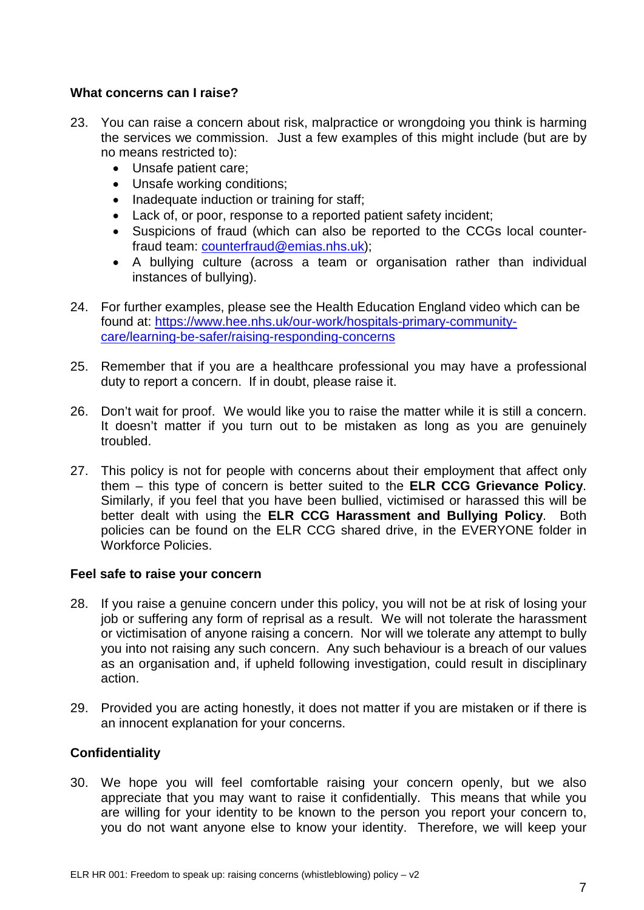**What concerns can I raise?**

23. You can raise a concern about risk, malpractice or wrongdoing you think is harming the services we commission. Just a few examples of this might include (but are by no means restricted to):
    - Unsafe patient care;
    - Unsafe working conditions;
    - Inadequate induction or training for staff;
    - Lack of, or poor, response to a reported patient safety incident;
    - Suspicions of fraud (which can also be reported to the CCGs local counter-fraud team: counterfraud@emias.nhs.uk);
    - A bullying culture (across a team or organisation rather than individual instances of bullying).

24. For further examples, please see the Health Education England video which can be found at: https://www.hee.nhs.uk/our-work/hospitals-primary-community-care/learning-be-safer/raising-responding-concerns

25. Remember that if you are a healthcare professional you may have a professional duty to report a concern. If in doubt, please raise it.

26. Don't wait for proof. We would like you to raise the matter while it is still a concern. It doesn't matter if you turn out to be mistaken as long as you are genuinely troubled.

27. This policy is not for people with concerns about their employment that affect only them – this type of concern is better suited to the **ELR CCG Grievance Policy**. Similarly, if you feel that you have been bullied, victimised or harassed this will be better dealt with using the **ELR CCG Harassment and Bullying Policy**. Both policies can be found on the ELR CCG shared drive, in the EVERYONE folder in Workforce Policies.

**Feel safe to raise your concern**

28. If you raise a genuine concern under this policy, you will not be at risk of losing your job or suffering any form of reprisal as a result. We will not tolerate the harassment or victimisation of anyone raising a concern. Nor will we tolerate any attempt to bully you into not raising any such concern. Any such behaviour is a breach of our values as an organisation and, if upheld following investigation, could result in disciplinary action.

29. Provided you are acting honestly, it does not matter if you are mistaken or if there is an innocent explanation for your concerns.

**Confidentiality**

30. We hope you will feel comfortable raising your concern openly, but we also appreciate that you may want to raise it confidentially. This means that while you are willing for your identity to be known to the person you report your concern to, you do not want anyone else to know your identity. Therefore, we will keep your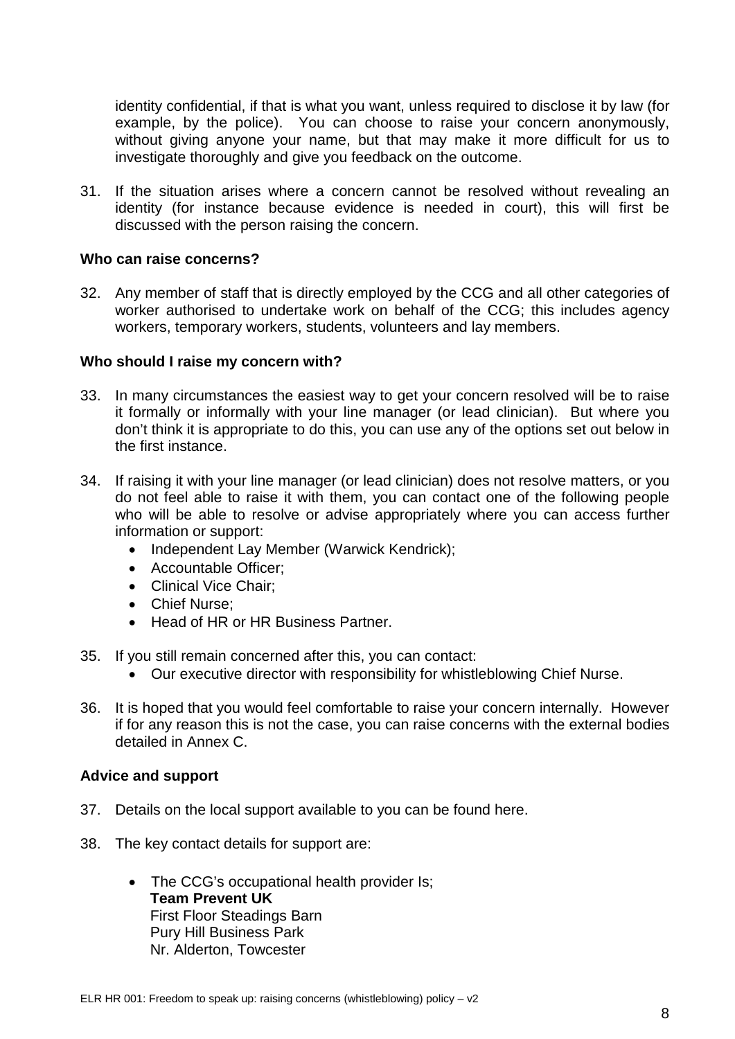identity confidential, if that is what you want, unless required to disclose it by law (for example, by the police). You can choose to raise your concern anonymously, without giving anyone your name, but that may make it more difficult for us to investigate thoroughly and give you feedback on the outcome.

31. If the situation arises where a concern cannot be resolved without revealing an identity (for instance because evidence is needed in court), this will first be discussed with the person raising the concern.

### Who can raise concerns?

32. Any member of staff that is directly employed by the CCG and all other categories of worker authorised to undertake work on behalf of the CCG; this includes agency workers, temporary workers, students, volunteers and lay members.

### Who should I raise my concern with?

33. In many circumstances the easiest way to get your concern resolved will be to raise it formally or informally with your line manager (or lead clinician). But where you don't think it is appropriate to do this, you can use any of the options set out below in the first instance.

34. If raising it with your line manager (or lead clinician) does not resolve matters, or you do not feel able to raise it with them, you can contact one of the following people who will be able to resolve or advise appropriately where you can access further information or support:
    - Independent Lay Member (Warwick Kendrick);
    - Accountable Officer;
    - Clinical Vice Chair;
    - Chief Nurse;
    - Head of HR or HR Business Partner.

35. If you still remain concerned after this, you can contact:
    - Our executive director with responsibility for whistleblowing Chief Nurse.

36. It is hoped that you would feel comfortable to raise your concern internally. However if for any reason this is not the case, you can raise concerns with the external bodies detailed in Annex C.

### Advice and support

37. Details on the local support available to you can be found here.

38. The key contact details for support are:

    - The CCG's occupational health provider Is;
      **Team Prevent UK**
      First Floor Steadings Barn
      Pury Hill Business Park
      Nr. Alderton, Towcester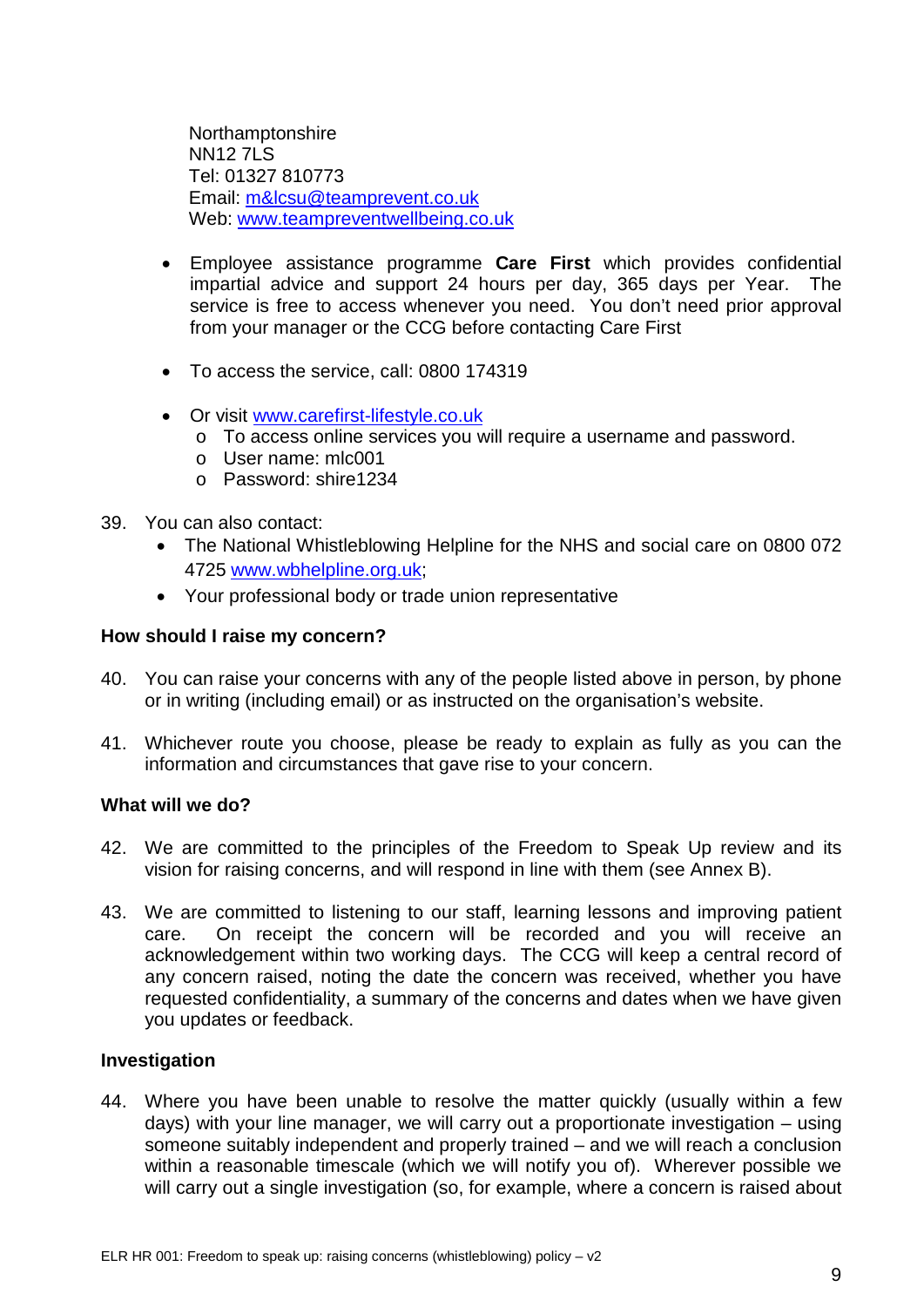Northamptonshire
NN12 7LS
Tel: 01327 810773
Email: m&lcsu@teamprevent.co.uk
Web: www.teampreventwellbeing.co.uk

- Employee assistance programme **Care First** which provides confidential impartial advice and support 24 hours per day, 365 days per Year. The service is free to access whenever you need. You don't need prior approval from your manager or the CCG before contacting Care First

- To access the service, call: 0800 174319

- Or visit www.carefirst-lifestyle.co.uk
  - To access online services you will require a username and password.
  - User name: mlc001
  - Password: shire1234

39. You can also contact:
    - The National Whistleblowing Helpline for the NHS and social care on 0800 072 4725 www.wbhelpline.org.uk;
    - Your professional body or trade union representative

**How should I raise my concern?**

40. You can raise your concerns with any of the people listed above in person, by phone or in writing (including email) or as instructed on the organisation's website.

41. Whichever route you choose, please be ready to explain as fully as you can the information and circumstances that gave rise to your concern.

**What will we do?**

42. We are committed to the principles of the Freedom to Speak Up review and its vision for raising concerns, and will respond in line with them (see Annex B).

43. We are committed to listening to our staff, learning lessons and improving patient care. On receipt the concern will be recorded and you will receive an acknowledgement within two working days. The CCG will keep a central record of any concern raised, noting the date the concern was received, whether you have requested confidentiality, a summary of the concerns and dates when we have given you updates or feedback.

**Investigation**

44. Where you have been unable to resolve the matter quickly (usually within a few days) with your line manager, we will carry out a proportionate investigation – using someone suitably independent and properly trained – and we will reach a conclusion within a reasonable timescale (which we will notify you of). Wherever possible we will carry out a single investigation (so, for example, where a concern is raised about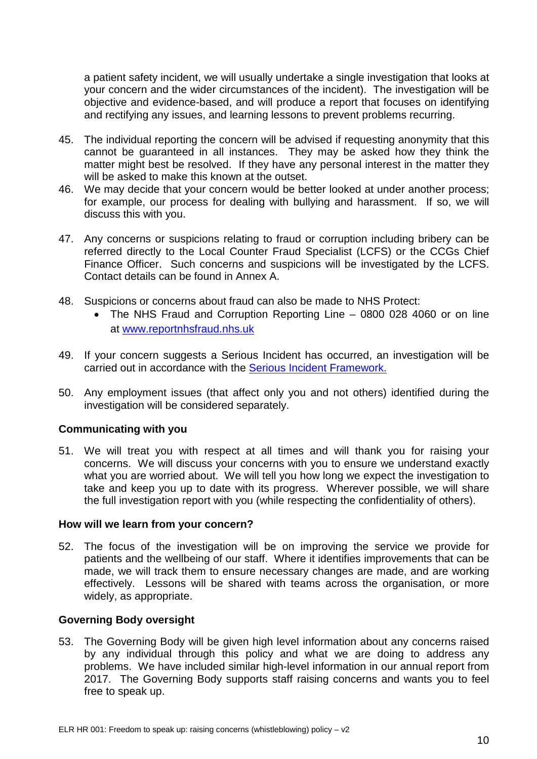a patient safety incident, we will usually undertake a single investigation that looks at your concern and the wider circumstances of the incident). The investigation will be objective and evidence-based, and will produce a report that focuses on identifying and rectifying any issues, and learning lessons to prevent problems recurring.

45. The individual reporting the concern will be advised if requesting anonymity that this cannot be guaranteed in all instances. They may be asked how they think the matter might best be resolved. If they have any personal interest in the matter they will be asked to make this known at the outset.
46. We may decide that your concern would be better looked at under another process; for example, our process for dealing with bullying and harassment. If so, we will discuss this with you.

47. Any concerns or suspicions relating to fraud or corruption including bribery can be referred directly to the Local Counter Fraud Specialist (LCFS) or the CCGs Chief Finance Officer. Such concerns and suspicions will be investigated by the LCFS. Contact details can be found in Annex A.

48. Suspicions or concerns about fraud can also be made to NHS Protect:
    - The NHS Fraud and Corruption Reporting Line – 0800 028 4060 or on line at [www.reportnhsfraud.nhs.uk](www.reportnhsfraud.nhs.uk)

49. If your concern suggests a Serious Incident has occurred, an investigation will be carried out in accordance with the [Serious Incident Framework.]()

50. Any employment issues (that affect only you and not others) identified during the investigation will be considered separately.

**Communicating with you**

51. We will treat you with respect at all times and will thank you for raising your concerns. We will discuss your concerns with you to ensure we understand exactly what you are worried about. We will tell you how long we expect the investigation to take and keep you up to date with its progress. Wherever possible, we will share the full investigation report with you (while respecting the confidentiality of others).

**How will we learn from your concern?**

52. The focus of the investigation will be on improving the service we provide for patients and the wellbeing of our staff. Where it identifies improvements that can be made, we will track them to ensure necessary changes are made, and are working effectively. Lessons will be shared with teams across the organisation, or more widely, as appropriate.

**Governing Body oversight**

53. The Governing Body will be given high level information about any concerns raised by any individual through this policy and what we are doing to address any problems. We have included similar high-level information in our annual report from 2017. The Governing Body supports staff raising concerns and wants you to feel free to speak up.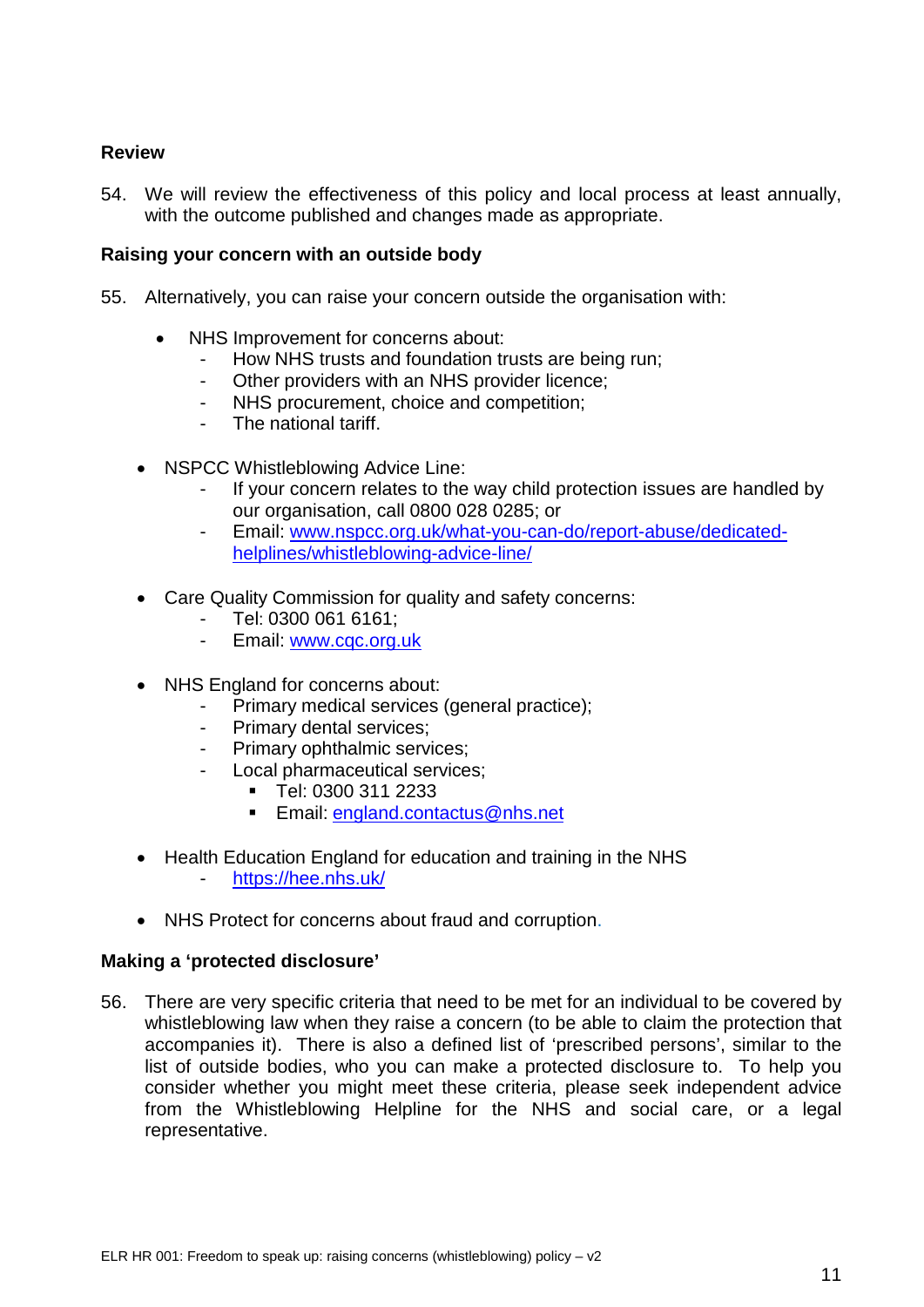**Review**

54. We will review the effectiveness of this policy and local process at least annually, with the outcome published and changes made as appropriate.

**Raising your concern with an outside body**

55. Alternatively, you can raise your concern outside the organisation with:

- NHS Improvement for concerns about:
    - How NHS trusts and foundation trusts are being run;
    - Other providers with an NHS provider licence;
    - NHS procurement, choice and competition;
    - The national tariff.

- NSPCC Whistleblowing Advice Line:
    - If your concern relates to the way child protection issues are handled by our organisation, call 0800 028 0285; or
    - Email: www.nspcc.org.uk/what-you-can-do/report-abuse/dedicated-helplines/whistleblowing-advice-line/

- Care Quality Commission for quality and safety concerns:
    - Tel: 0300 061 6161;
    - Email: www.cqc.org.uk

- NHS England for concerns about:
    - Primary medical services (general practice);
    - Primary dental services;
    - Primary ophthalmic services;
    - Local pharmaceutical services;
        - Tel: 0300 311 2233
        - Email: england.contactus@nhs.net

- Health Education England for education and training in the NHS
    - https://hee.nhs.uk/

- NHS Protect for concerns about fraud and corruption.

**Making a 'protected disclosure'**

56. There are very specific criteria that need to be met for an individual to be covered by whistleblowing law when they raise a concern (to be able to claim the protection that accompanies it). There is also a defined list of 'prescribed persons', similar to the list of outside bodies, who you can make a protected disclosure to. To help you consider whether you might meet these criteria, please seek independent advice from the Whistleblowing Helpline for the NHS and social care, or a legal representative.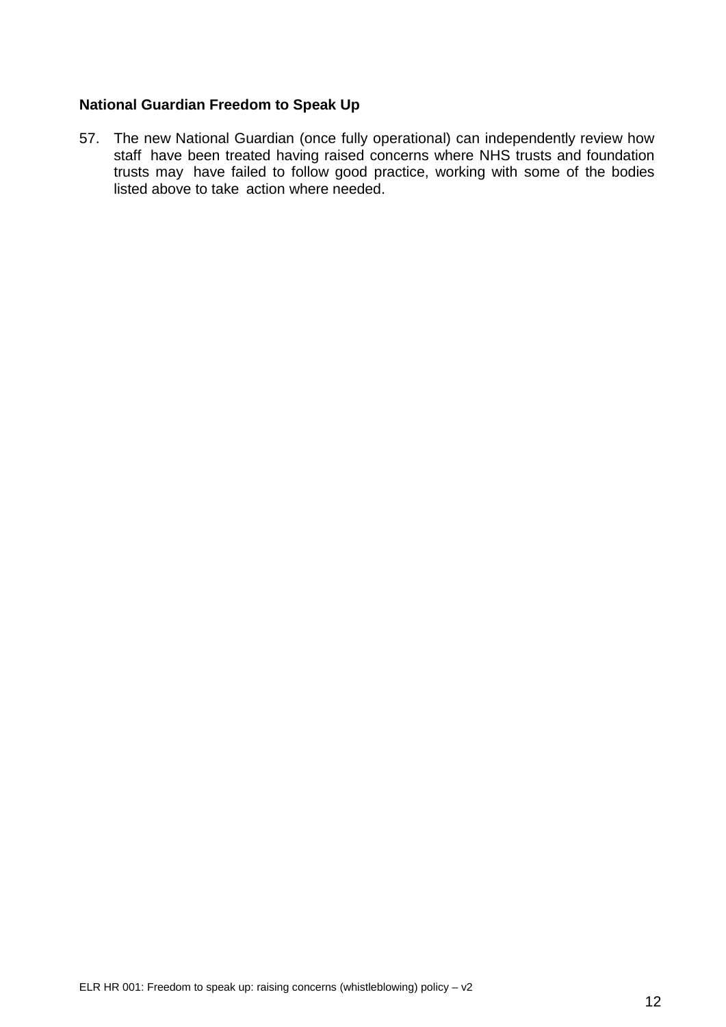**National Guardian Freedom to Speak Up**

57. The new National Guardian (once fully operational) can independently review how staff have been treated having raised concerns where NHS trusts and foundation trusts may have failed to follow good practice, working with some of the bodies listed above to take action where needed.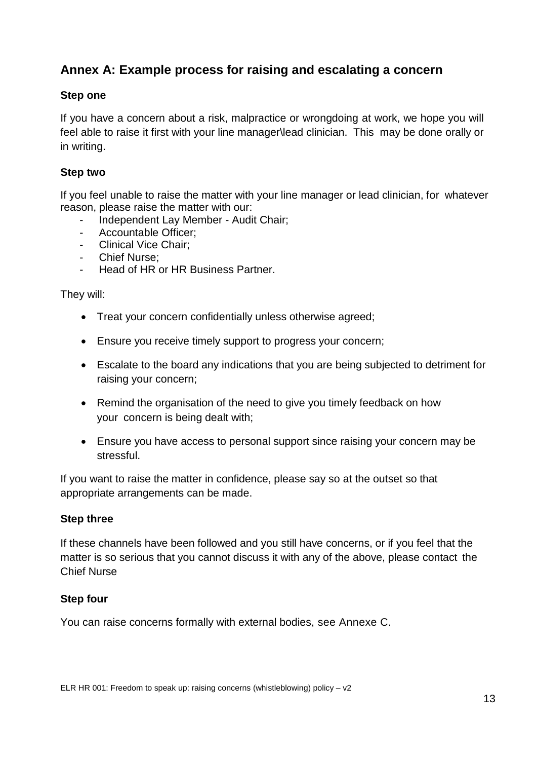## Annex A: Example process for raising and escalating a concern

### Step one

If you have a concern about a risk, malpractice or wrongdoing at work, we hope you will feel able to raise it first with your line manager\lead clinician. This may be done orally or in writing.

### Step two

If you feel unable to raise the matter with your line manager or lead clinician, for whatever reason, please raise the matter with our:

- Independent Lay Member - Audit Chair;
- Accountable Officer;
- Clinical Vice Chair;
- Chief Nurse;
- Head of HR or HR Business Partner.

They will:

- Treat your concern confidentially unless otherwise agreed;
- Ensure you receive timely support to progress your concern;
- Escalate to the board any indications that you are being subjected to detriment for raising your concern;
- Remind the organisation of the need to give you timely feedback on how your concern is being dealt with;
- Ensure you have access to personal support since raising your concern may be stressful.

If you want to raise the matter in confidence, please say so at the outset so that appropriate arrangements can be made.

### Step three

If these channels have been followed and you still have concerns, or if you feel that the matter is so serious that you cannot discuss it with any of the above, please contact the Chief Nurse

### Step four

You can raise concerns formally with external bodies, see Annexe C.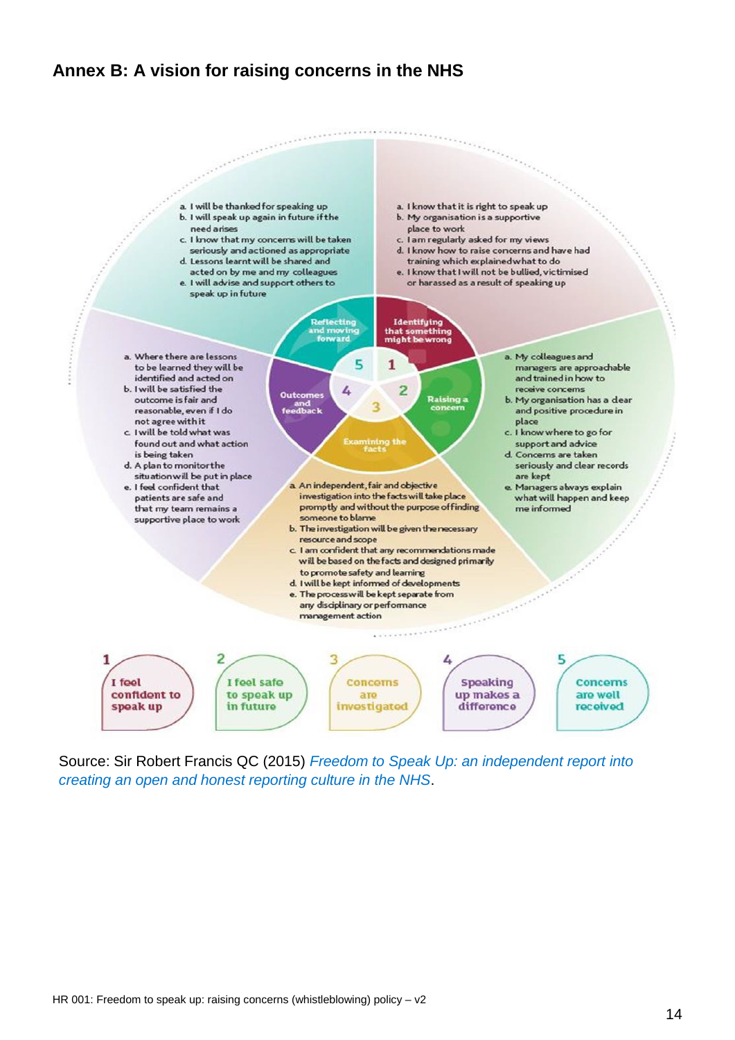## Annex B: A vision for raising concerns in the NHS

**1 Identifying that something might be wrong**

a. I know that it is right to speak up
b. My organisation is a supportive place to work
c. I am regularly asked for my views
d. I know how to raise concerns and have had training which explained what to do
e. I know that I will not be bullied, victimised or harassed as a result of speaking up

**2 Raising a concern**

a. My colleagues and managers are approachable and trained in how to receive concerns
b. My organisation has a clear and positive procedure in place
c. I know where to go for support and advice
d. Concerns are taken seriously and clear records are kept
e. Managers always explain what will happen and keep me informed

**3 Examining the facts**

a. An independent, fair and objective investigation into the facts will take place promptly and without the purpose of finding someone to blame
b. The investigation will be given the necessary resource and scope
c. I am confident that any recommendations made will be based on the facts and designed primarily to promote safety and learning
d. I will be kept informed of developments
e. The process will be kept separate from any disciplinary or performance management action

**4 Outcomes and feedback**

a. Where there are lessons to be learned they will be identified and acted on
b. I will be satisfied the outcome is fair and reasonable, even if I do not agree with it
c. I will be told what was found out and what action is being taken
d. A plan to monitor the situation will be put in place
e. I feel confident that patients are safe and that my team remains a supportive place to work

**5 Reflecting and moving forward**

a. I will be thanked for speaking up
b. I will speak up again in future if the need arises
c. I know that my concerns will be taken seriously and actioned as appropriate
d. Lessons learnt will be shared and acted on by me and my colleagues
e. I will advise and support others to speak up in future

1. I feel confident to speak up
2. I feel safe to speak up in future
3. Concerns are investigated
4. Speaking up makes a difference
5. Concerns are well received

Source: Sir Robert Francis QC (2015) *Freedom to Speak Up: an independent report into creating an open and honest reporting culture in the NHS*.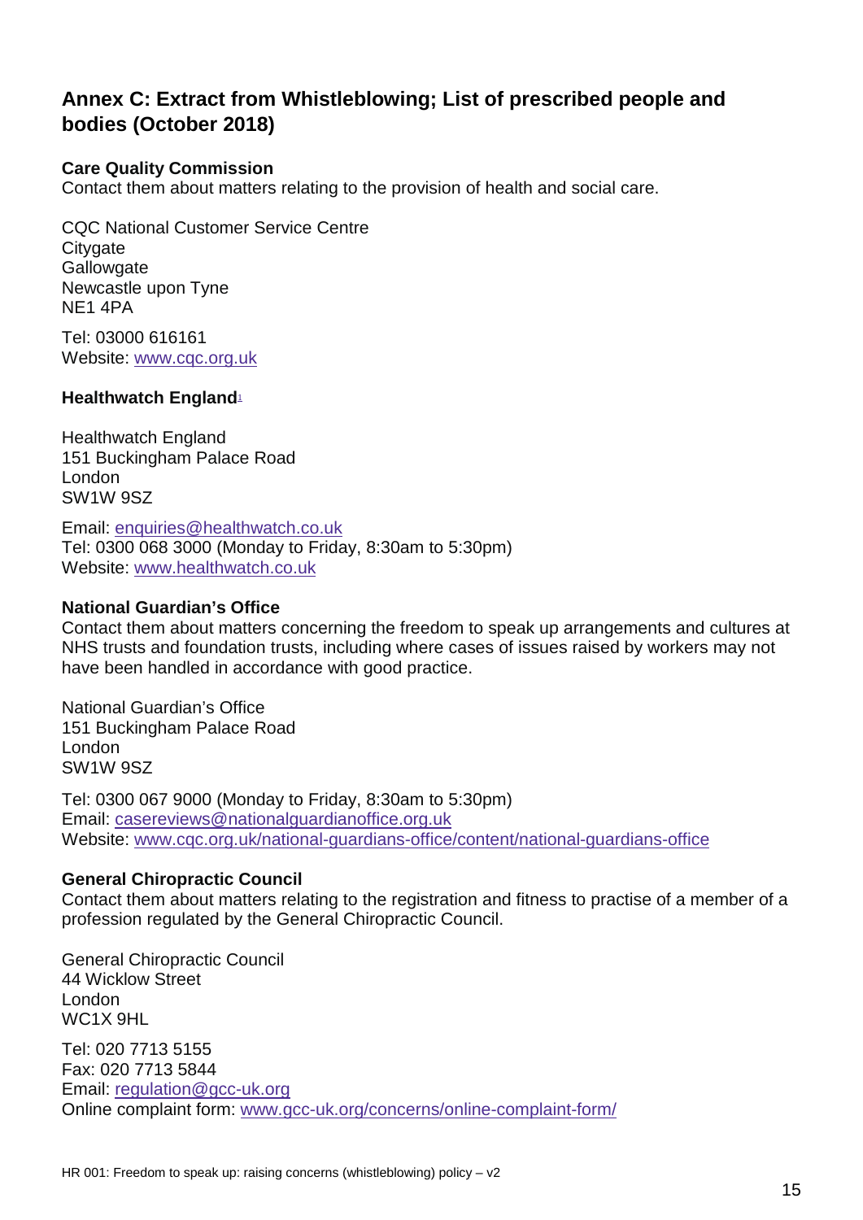## Annex C: Extract from Whistleblowing; List of prescribed people and bodies (October 2018)

**Care Quality Commission**
Contact them about matters relating to the provision of health and social care.

CQC National Customer Service Centre
Citygate
Gallowgate
Newcastle upon Tyne
NE1 4PA

Tel: 03000 616161
Website: www.cqc.org.uk

**Healthwatch England**[1]

Healthwatch England
151 Buckingham Palace Road
London
SW1W 9SZ

Email: enquiries@healthwatch.co.uk
Tel: 0300 068 3000 (Monday to Friday, 8:30am to 5:30pm)
Website: www.healthwatch.co.uk

**National Guardian's Office**
Contact them about matters concerning the freedom to speak up arrangements and cultures at NHS trusts and foundation trusts, including where cases of issues raised by workers may not have been handled in accordance with good practice.

National Guardian's Office
151 Buckingham Palace Road
London
SW1W 9SZ

Tel: 0300 067 9000 (Monday to Friday, 8:30am to 5:30pm)
Email: casereviews@nationalguardianoffice.org.uk
Website: www.cqc.org.uk/national-guardians-office/content/national-guardians-office

**General Chiropractic Council**
Contact them about matters relating to the registration and fitness to practise of a member of a profession regulated by the General Chiropractic Council.

General Chiropractic Council
44 Wicklow Street
London
WC1X 9HL

Tel: 020 7713 5155
Fax: 020 7713 5844
Email: regulation@gcc-uk.org
Online complaint form: www.gcc-uk.org/concerns/online-complaint-form/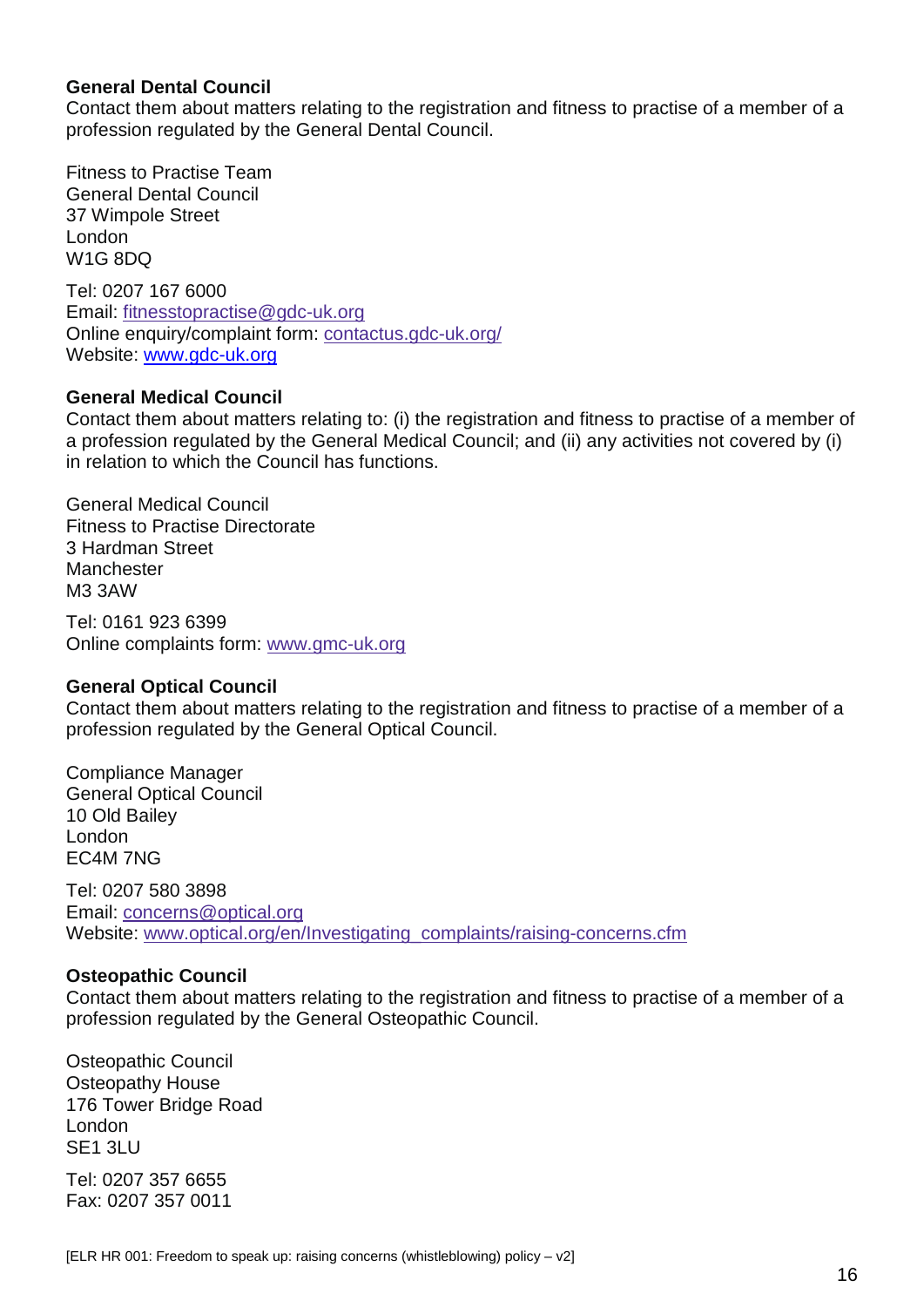**General Dental Council**
Contact them about matters relating to the registration and fitness to practise of a member of a profession regulated by the General Dental Council.

Fitness to Practise Team
General Dental Council
37 Wimpole Street
London
W1G 8DQ

Tel: 0207 167 6000
Email: fitnesstopractise@gdc-uk.org
Online enquiry/complaint form: contactus.gdc-uk.org/
Website: www.gdc-uk.org

**General Medical Council**
Contact them about matters relating to: (i) the registration and fitness to practise of a member of a profession regulated by the General Medical Council; and (ii) any activities not covered by (i) in relation to which the Council has functions.

General Medical Council
Fitness to Practise Directorate
3 Hardman Street
Manchester
M3 3AW

Tel: 0161 923 6399
Online complaints form: www.gmc-uk.org

**General Optical Council**
Contact them about matters relating to the registration and fitness to practise of a member of a profession regulated by the General Optical Council.

Compliance Manager
General Optical Council
10 Old Bailey
London
EC4M 7NG

Tel: 0207 580 3898
Email: concerns@optical.org
Website: www.optical.org/en/Investigating_complaints/raising-concerns.cfm

**Osteopathic Council**
Contact them about matters relating to the registration and fitness to practise of a member of a profession regulated by the General Osteopathic Council.

Osteopathic Council
Osteopathy House
176 Tower Bridge Road
London
SE1 3LU

Tel: 0207 357 6655
Fax: 0207 357 0011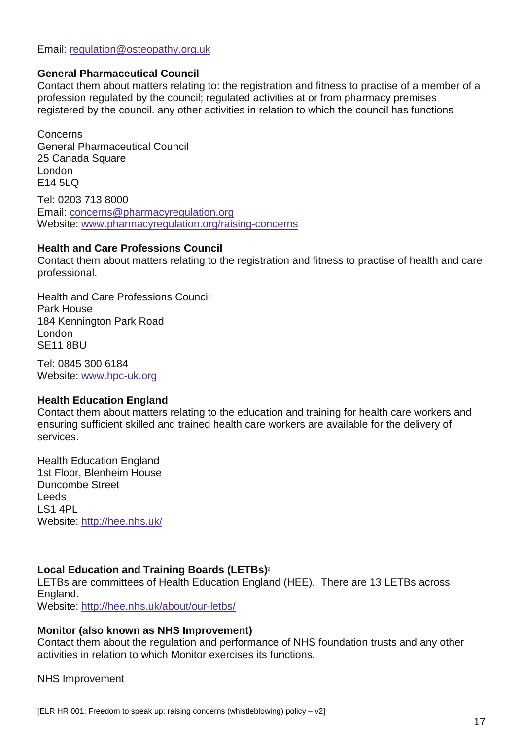Email: regulation@osteopathy.org.uk

**General Pharmaceutical Council**
Contact them about matters relating to: the registration and fitness to practise of a member of a profession regulated by the council; regulated activities at or from pharmacy premises registered by the council. any other activities in relation to which the council has functions

Concerns
General Pharmaceutical Council
25 Canada Square
London
E14 5LQ

Tel: 0203 713 8000
Email: concerns@pharmacyregulation.org
Website: www.pharmacyregulation.org/raising-concerns

**Health and Care Professions Council**
Contact them about matters relating to the registration and fitness to practise of health and care professional.

Health and Care Professions Council
Park House
184 Kennington Park Road
London
SE11 8BU

Tel: 0845 300 6184
Website: www.hpc-uk.org

**Health Education England**
Contact them about matters relating to the education and training for health care workers and ensuring sufficient skilled and trained health care workers are available for the delivery of services.

Health Education England
1st Floor, Blenheim House
Duncombe Street
Leeds
LS1 4PL
Website: http://hee.nhs.uk/

**Local Education and Training Boards (LETBs)**[2]
LETBs are committees of Health Education England (HEE). There are 13 LETBs across England.
Website: http://hee.nhs.uk/about/our-letbs/

**Monitor (also known as NHS Improvement)**
Contact them about the regulation and performance of NHS foundation trusts and any other activities in relation to which Monitor exercises its functions.

NHS Improvement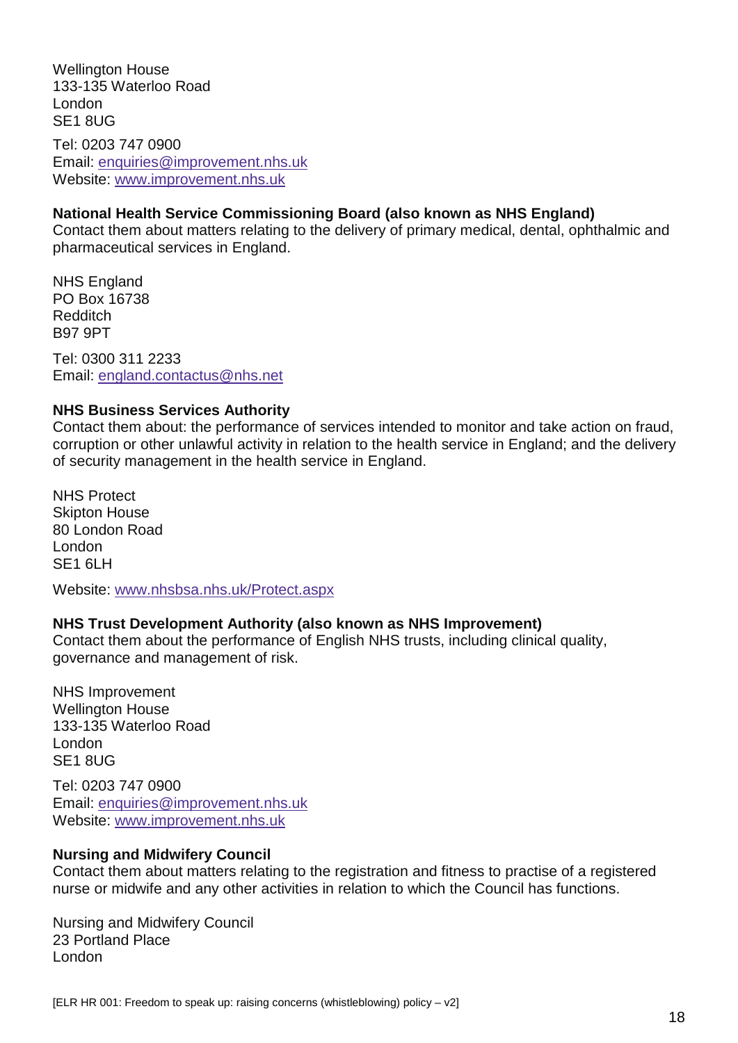Wellington House
133-135 Waterloo Road
London
SE1 8UG

Tel: 0203 747 0900
Email: enquiries@improvement.nhs.uk
Website: www.improvement.nhs.uk

**National Health Service Commissioning Board (also known as NHS England)**
Contact them about matters relating to the delivery of primary medical, dental, ophthalmic and pharmaceutical services in England.

NHS England
PO Box 16738
Redditch
B97 9PT

Tel: 0300 311 2233
Email: england.contactus@nhs.net

**NHS Business Services Authority**
Contact them about: the performance of services intended to monitor and take action on fraud, corruption or other unlawful activity in relation to the health service in England; and the delivery of security management in the health service in England.

NHS Protect
Skipton House
80 London Road
London
SE1 6LH

Website: www.nhsbsa.nhs.uk/Protect.aspx

**NHS Trust Development Authority (also known as NHS Improvement)**
Contact them about the performance of English NHS trusts, including clinical quality, governance and management of risk.

NHS Improvement
Wellington House
133-135 Waterloo Road
London
SE1 8UG

Tel: 0203 747 0900
Email: enquiries@improvement.nhs.uk
Website: www.improvement.nhs.uk

**Nursing and Midwifery Council**
Contact them about matters relating to the registration and fitness to practise of a registered nurse or midwife and any other activities in relation to which the Council has functions.

Nursing and Midwifery Council
23 Portland Place
London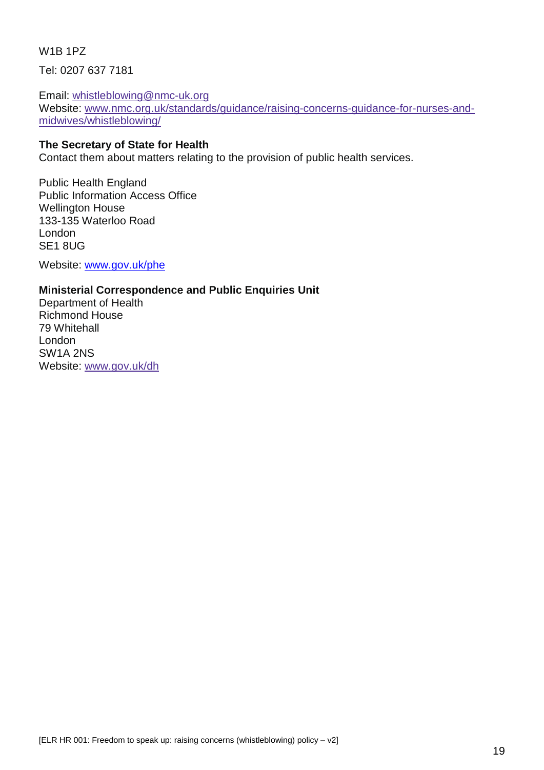W1B 1PZ

Tel: 0207 637 7181

Email: whistleblowing@nmc-uk.org
Website: www.nmc.org.uk/standards/guidance/raising-concerns-guidance-for-nurses-and-midwives/whistleblowing/

**The Secretary of State for Health**
Contact them about matters relating to the provision of public health services.

Public Health England
Public Information Access Office
Wellington House
133-135 Waterloo Road
London
SE1 8UG

Website: www.gov.uk/phe

**Ministerial Correspondence and Public Enquiries Unit**
Department of Health
Richmond House
79 Whitehall
London
SW1A 2NS
Website: www.gov.uk/dh